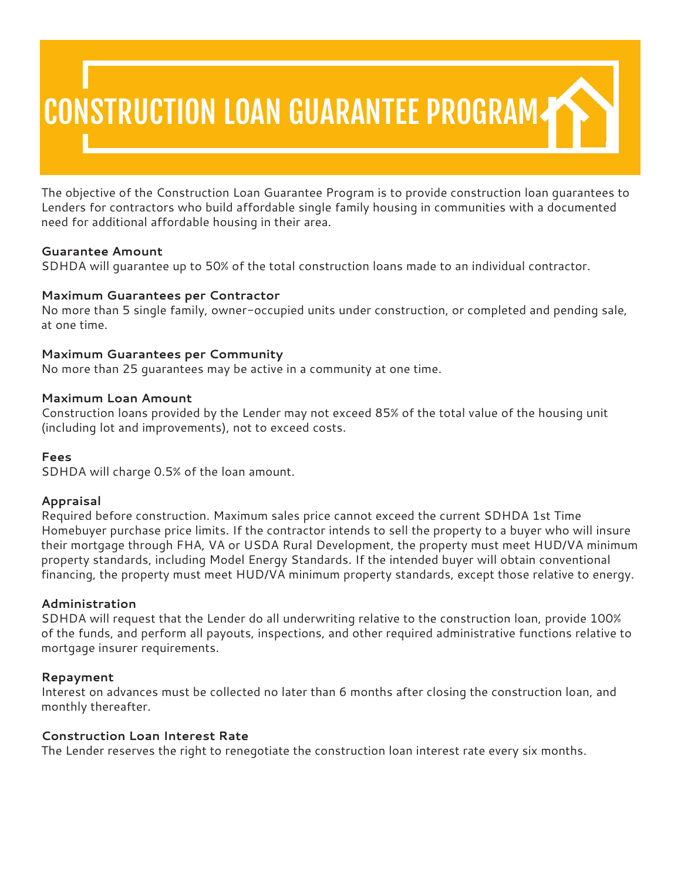# CONSTRUCTION LOAN GUARANTEE PROGRAM

The objective of the Construction Loan Guarantee Program is to provide construction loan guarantees to Lenders for contractors who build affordable single family housing in communities with a documented need for additional affordable housing in their area.

**Guarantee Amount**
SDHDA will guarantee up to 50% of the total construction loans made to an individual contractor.

**Maximum Guarantees per Contractor**
No more than 5 single family, owner-occupied units under construction, or completed and pending sale, at one time.

**Maximum Guarantees per Community**
No more than 25 guarantees may be active in a community at one time.

**Maximum Loan Amount**
Construction loans provided by the Lender may not exceed 85% of the total value of the housing unit (including lot and improvements), not to exceed costs.

**Fees**
SDHDA will charge 0.5% of the loan amount.

**Appraisal**
Required before construction. Maximum sales price cannot exceed the current SDHDA 1st Time Homebuyer purchase price limits. If the contractor intends to sell the property to a buyer who will insure their mortgage through FHA, VA or USDA Rural Development, the property must meet HUD/VA minimum property standards, including Model Energy Standards. If the intended buyer will obtain conventional financing, the property must meet HUD/VA minimum property standards, except those relative to energy.

**Administration**
SDHDA will request that the Lender do all underwriting relative to the construction loan, provide 100% of the funds, and perform all payouts, inspections, and other required administrative functions relative to mortgage insurer requirements.

**Repayment**
Interest on advances must be collected no later than 6 months after closing the construction loan, and monthly thereafter.

**Construction Loan Interest Rate**
The Lender reserves the right to renegotiate the construction loan interest rate every six months.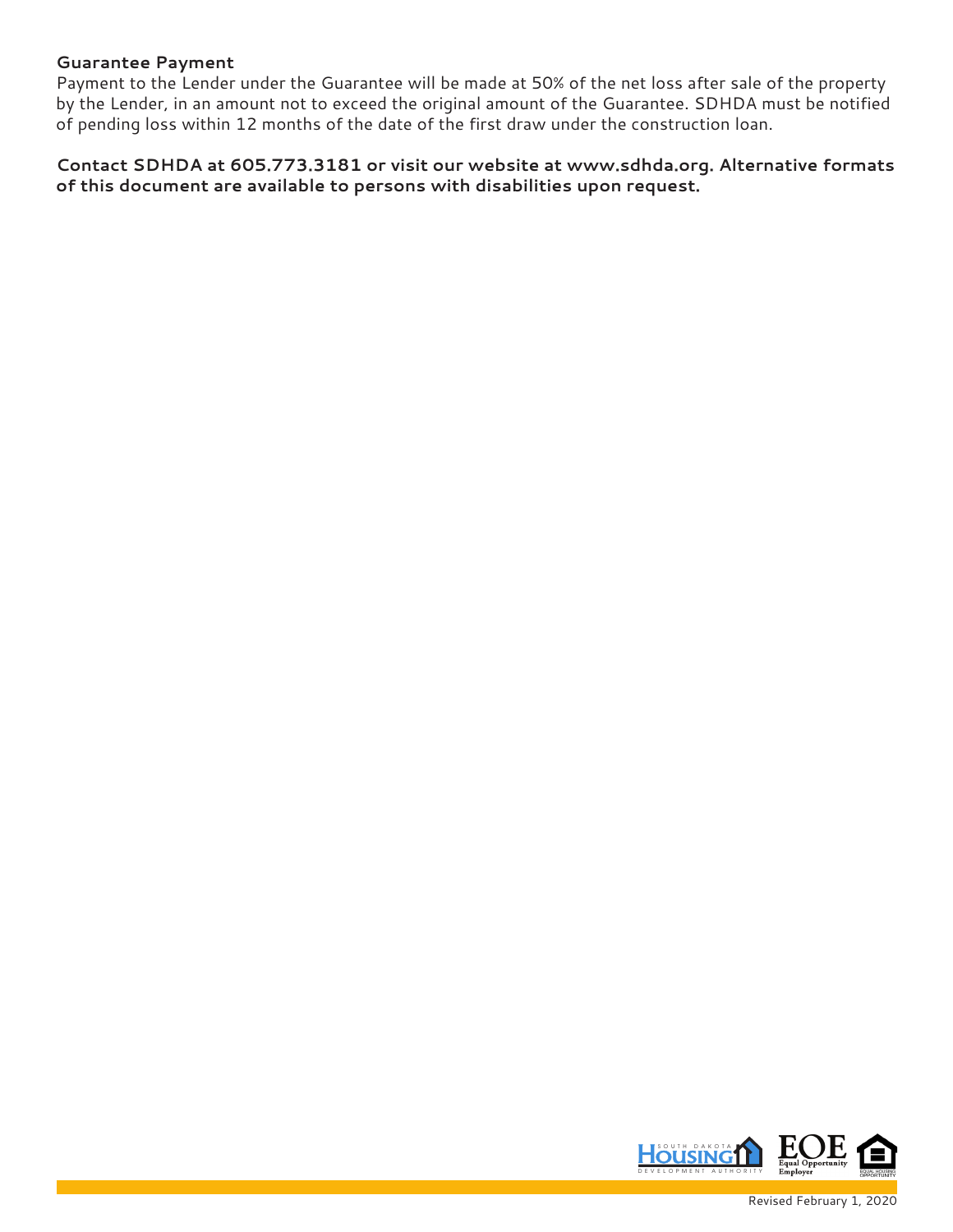### Guarantee Payment

Payment to the Lender under the Guarantee will be made at 50% of the net loss after sale of the property by the Lender, in an amount not to exceed the original amount of the Guarantee. SDHDA must be notified of pending loss within 12 months of the date of the first draw under the construction loan.

**Contact SDHDA at 605.773.3181 or visit our website at www.sdhda.org. Alternative formats of this document are available to persons with disabilities upon request.**

Revised February 1, 2020